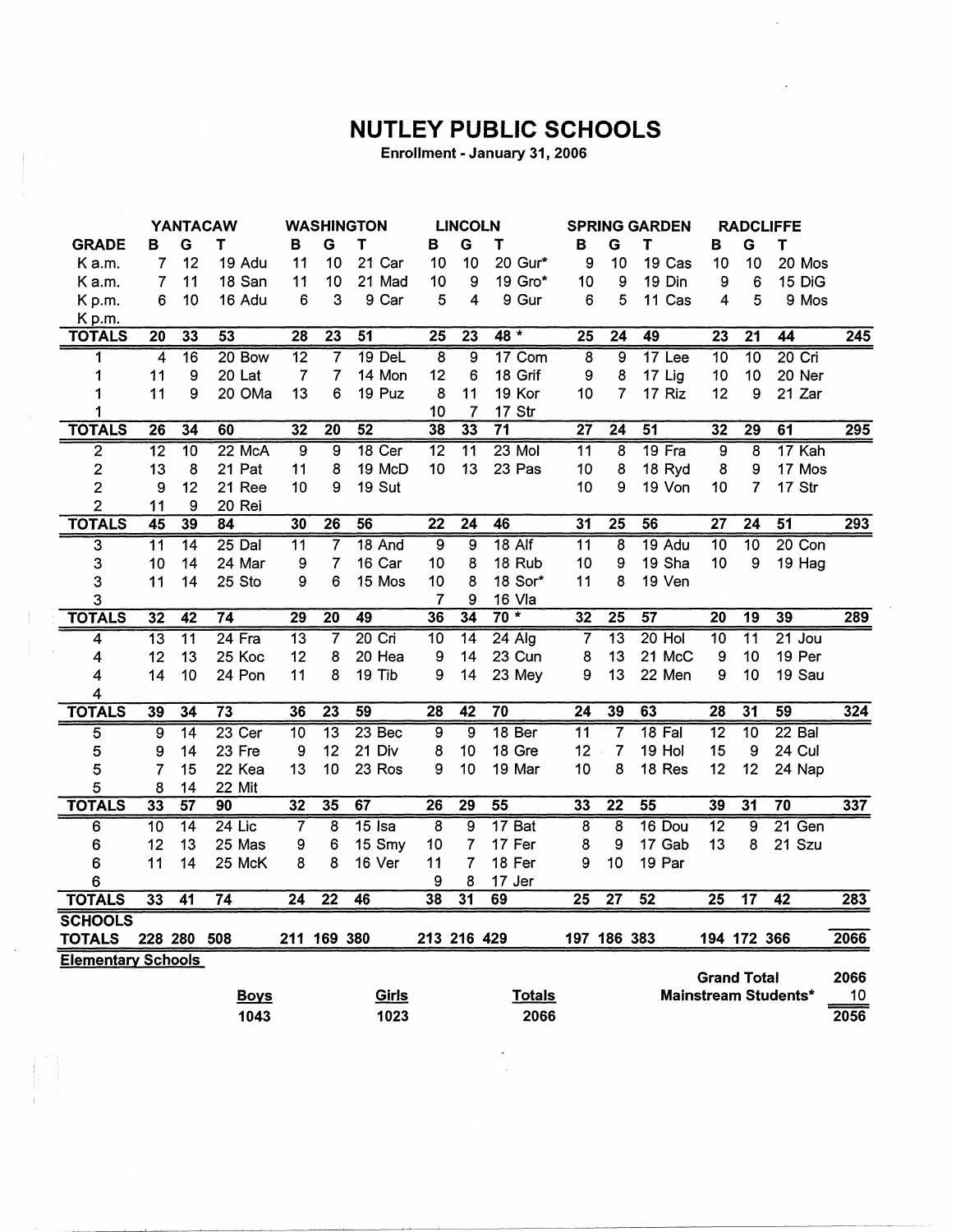# NUTLEY PUBLIC SCHOOLS

**Enrollment - January 31, 2006**

| | YANTACAW | | | | WASHINGTON | | | | LINCOLN | | | | SPRING GARDEN | | | | RADCLIFFE | | | | |
|---|---|---|---|---|---|---|---|---|---|---|---|---|---|---|---|---|---|---|---|---|---|
| **GRADE** | **B** | **G** | **T** | | **B** | **G** | **T** | | **B** | **G** | **T** | | **B** | **G** | **T** | | **B** | **G** | **T** | | |
| K a.m. | 7 | 12 | 19 | Adu | 11 | 10 | 21 | Car | 10 | 10 | 20 | Gur* | 9 | 10 | 19 | Cas | 10 | 10 | 20 | Mos | |
| K a.m. | 7 | 11 | 18 | San | 11 | 10 | 21 | Mad | 10 | 9 | 19 | Gro* | 10 | 9 | 19 | Din | 9 | 6 | 15 | DiG | |
| K p.m. | 6 | 10 | 16 | Adu | 6 | 3 | 9 | Car | 5 | 4 | 9 | Gur | 6 | 5 | 11 | Cas | 4 | 5 | 9 | Mos | |
| K p.m. | | | | | | | | | | | | | | | | | | | | | |
| **TOTALS** | **20** | **33** | **53** | | **28** | **23** | **51** | | **25** | **23** | **48 *** | | **25** | **24** | **49** | | **23** | **21** | **44** | | **245** |
| 1 | 4 | 16 | 20 | Bow | 12 | 7 | 19 | DeL | 8 | 9 | 17 | Com | 8 | 9 | 17 | Lee | 10 | 10 | 20 | Cri | |
| 1 | 11 | 9 | 20 | Lat | 7 | 7 | 14 | Mon | 12 | 6 | 18 | Grif | 9 | 8 | 17 | Lig | 10 | 10 | 20 | Ner | |
| 1 | 11 | 9 | 20 | OMa | 13 | 6 | 19 | Puz | 8 | 11 | 19 | Kor | 10 | 7 | 17 | Riz | 12 | 9 | 21 | Zar | |
| 1 | | | | | | | | | 10 | 7 | 17 | Str | | | | | | | | | |
| **TOTALS** | **26** | **34** | **60** | | **32** | **20** | **52** | | **38** | **33** | **71** | | **27** | **24** | **51** | | **32** | **29** | **61** | | **295** |
| 2 | 12 | 10 | 22 | McA | 9 | 9 | 18 | Cer | 12 | 11 | 23 | Mol | 11 | 8 | 19 | Fra | 9 | 8 | 17 | Kah | |
| 2 | 13 | 8 | 21 | Pat | 11 | 8 | 19 | McD | 10 | 13 | 23 | Pas | 10 | 8 | 18 | Ryd | 8 | 9 | 17 | Mos | |
| 2 | 9 | 12 | 21 | Ree | 10 | 9 | 19 | Sut | | | | | 10 | 9 | 19 | Von | 10 | 7 | 17 | Str | |
| 2 | 11 | 9 | 20 | Rei | | | | | | | | | | | | | | | | | |
| **TOTALS** | **45** | **39** | **84** | | **30** | **26** | **56** | | **22** | **24** | **46** | | **31** | **25** | **56** | | **27** | **24** | **51** | | **293** |
| 3 | 11 | 14 | 25 | Dal | 11 | 7 | 18 | And | 9 | 9 | 18 | Alf | 11 | 8 | 19 | Adu | 10 | 10 | 20 | Con | |
| 3 | 10 | 14 | 24 | Mar | 9 | 7 | 16 | Car | 10 | 8 | 18 | Rub | 10 | 9 | 19 | Sha | 10 | 9 | 19 | Hag | |
| 3 | 11 | 14 | 25 | Sto | 9 | 6 | 15 | Mos | 10 | 8 | 18 | Sor* | 11 | 8 | 19 | Ven | | | | | |
| 3 | | | | | | | | | 7 | 9 | 16 | Vla | | | | | | | | | |
| **TOTALS** | **32** | **42** | **74** | | **29** | **20** | **49** | | **36** | **34** | **70 *** | | **32** | **25** | **57** | | **20** | **19** | **39** | | **289** |
| 4 | 13 | 11 | 24 | Fra | 13 | 7 | 20 | Cri | 10 | 14 | 24 | Alg | 7 | 13 | 20 | Hol | 10 | 11 | 21 | Jou | |
| 4 | 12 | 13 | 25 | Koc | 12 | 8 | 20 | Hea | 9 | 14 | 23 | Cun | 8 | 13 | 21 | McC | 9 | 10 | 19 | Per | |
| 4 | 14 | 10 | 24 | Pon | 11 | 8 | 19 | Tib | 9 | 14 | 23 | Mey | 9 | 13 | 22 | Men | 9 | 10 | 19 | Sau | |
| 4 | | | | | | | | | | | | | | | | | | | | | |
| **TOTALS** | **39** | **34** | **73** | | **36** | **23** | **59** | | **28** | **42** | **70** | | **24** | **39** | **63** | | **28** | **31** | **59** | | **324** |
| 5 | 9 | 14 | 23 | Cer | 10 | 13 | 23 | Bec | 9 | 9 | 18 | Ber | 11 | 7 | 18 | Fal | 12 | 10 | 22 | Bal | |
| 5 | 9 | 14 | 23 | Fre | 9 | 12 | 21 | Div | 8 | 10 | 18 | Gre | 12 | 7 | 19 | Hol | 15 | 9 | 24 | Cul | |
| 5 | 7 | 15 | 22 | Kea | 13 | 10 | 23 | Ros | 9 | 10 | 19 | Mar | 10 | 8 | 18 | Res | 12 | 12 | 24 | Nap | |
| 5 | 8 | 14 | 22 | Mit | | | | | | | | | | | | | | | | | |
| **TOTALS** | **33** | **57** | **90** | | **32** | **35** | **67** | | **26** | **29** | **55** | | **33** | **22** | **55** | | **39** | **31** | **70** | | **337** |
| 6 | 10 | 14 | 24 | Lic | 7 | 8 | 15 | Isa | 8 | 9 | 17 | Bat | 8 | 8 | 16 | Dou | 12 | 9 | 21 | Gen | |
| 6 | 12 | 13 | 25 | Mas | 9 | 6 | 15 | Smy | 10 | 7 | 17 | Fer | 8 | 9 | 17 | Gab | 13 | 8 | 21 | Szu | |
| 6 | 11 | 14 | 25 | McK | 8 | 8 | 16 | Ver | 11 | 7 | 18 | Fer | 9 | 10 | 19 | Par | | | | | |
| 6 | | | | | | | | | 9 | 8 | 17 | Jer | | | | | | | | | |
| **TOTALS** | **33** | **41** | **74** | | **24** | **22** | **46** | | **38** | **31** | **69** | | **25** | **27** | **52** | | **25** | **17** | **42** | | **283** |
| **SCHOOLS TOTALS** | **228** | **280** | **508** | | **211** | **169** | **380** | | **213** | **216** | **429** | | **197** | **186** | **383** | | **194** | **172** | **366** | | **2066** |

**Elementary Schools**

| Boys | Girls | Totals |
|---|---|---|
| 1043 | 1023 | 2066 |

| | |
|---|---|
| **Grand Total** | **2066** |
| **Mainstream Students*** | **10** |
| | **2056** |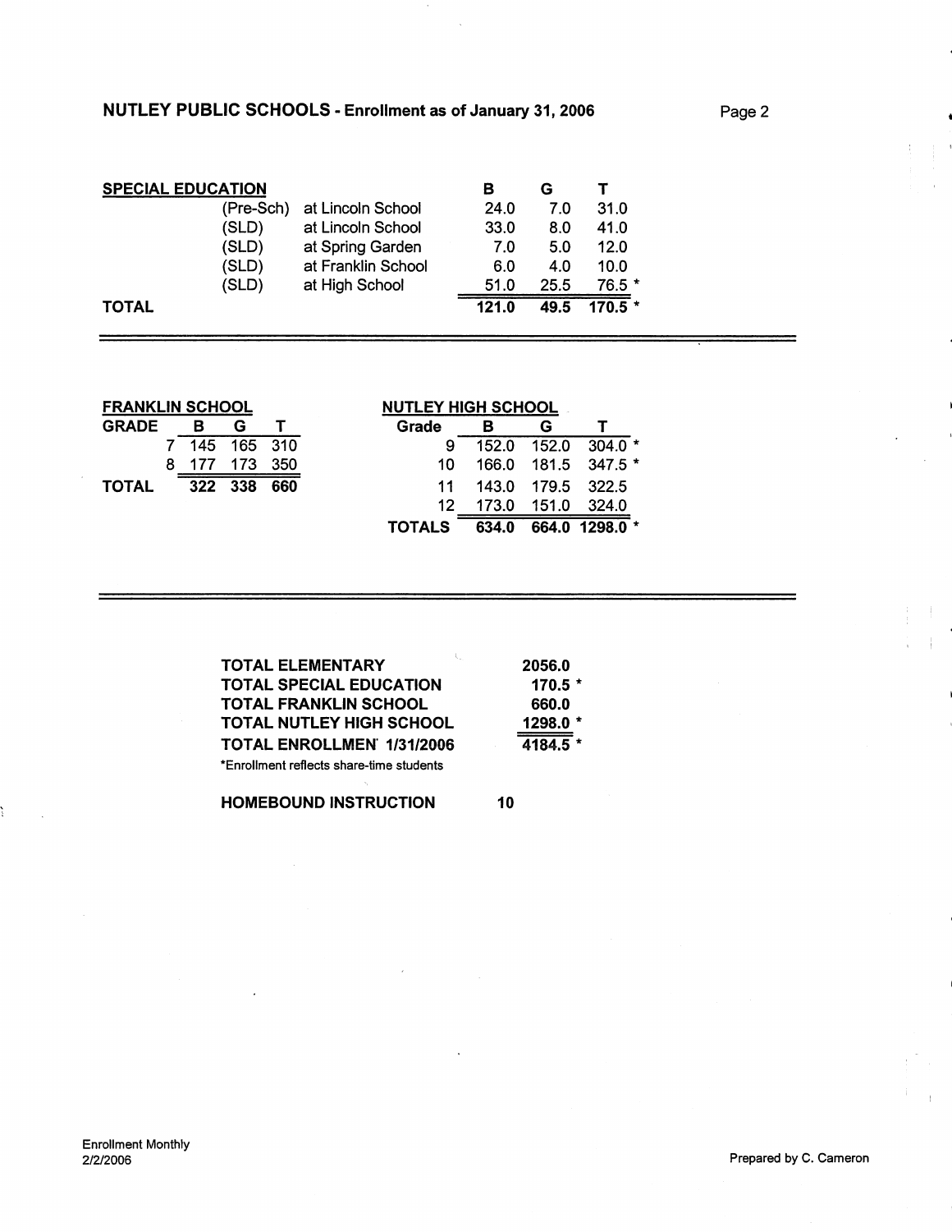## NUTLEY PUBLIC SCHOOLS - Enrollment as of January 31, 2006

| SPECIAL EDUCATION | | | B | G | T |
|---|---|---|---|---|---|
| | (Pre-Sch) | at Lincoln School | 24.0 | 7.0 | 31.0 |
| | (SLD) | at Lincoln School | 33.0 | 8.0 | 41.0 |
| | (SLD) | at Spring Garden | 7.0 | 5.0 | 12.0 |
| | (SLD) | at Franklin School | 6.0 | 4.0 | 10.0 |
| | (SLD) | at High School | 51.0 | 25.5 | 76.5 * |
| **TOTAL** | | | **121.0** | **49.5** | **170.5 *** |

**FRANKLIN SCHOOL**

| GRADE | B | G | T |
|---|---|---|---|
| 7 | 145 | 165 | 310 |
| 8 | 177 | 173 | 350 |
| **TOTAL** | **322** | **338** | **660** |

**NUTLEY HIGH SCHOOL**

| Grade | B | G | T |
|---|---|---|---|
| 9 | 152.0 | 152.0 | 304.0 * |
| 10 | 166.0 | 181.5 | 347.5 * |
| 11 | 143.0 | 179.5 | 322.5 |
| 12 | 173.0 | 151.0 | 324.0 |
| **TOTALS** | **634.0** | **664.0** | **1298.0 *** |

| | |
|---|---|
| **TOTAL ELEMENTARY** | **2056.0** |
| **TOTAL SPECIAL EDUCATION** | **170.5 *** |
| **TOTAL FRANKLIN SCHOOL** | **660.0** |
| **TOTAL NUTLEY HIGH SCHOOL** | **1298.0 *** |
| **TOTAL ENROLLMEN' 1/31/2006** | **4184.5 *** |

*Enrollment reflects share-time students

**HOMEBOUND INSTRUCTION** **10**

Enrollment Monthly
2/2/2006

Prepared by C. Cameron